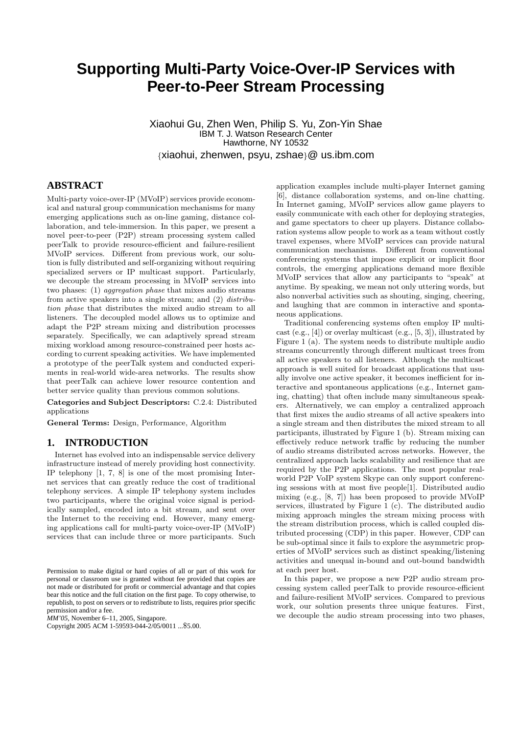# Supporting Multi-Party Voice-Over-IP Services with Peer-to-Peer Stream Processing

Xiaohui Gu, Zhen Wen, Philip S. Yu, Zon-Yin Shae
IBM T. J. Watson Research Center
Hawthorne, NY 10532
{xiaohui, zhenwen, psyu, zshae}@ us.ibm.com

## ABSTRACT

Multi-party voice-over-IP (MVoIP) services provide economical and natural group communication mechanisms for many emerging applications such as on-line gaming, distance collaboration, and tele-immersion. In this paper, we present a novel peer-to-peer (P2P) stream processing system called peerTalk to provide resource-efficient and failure-resilient MVoIP services. Different from previous work, our solution is fully distributed and self-organizing without requiring specialized servers or IP multicast support. Particularly, we decouple the stream processing in MVoIP services into two phases: (1) *aggregation phase* that mixes audio streams from active speakers into a single stream; and (2) *distribution phase* that distributes the mixed audio stream to all listeners. The decoupled model allows us to optimize and adapt the P2P stream mixing and distribution processes separately. Specifically, we can adaptively spread stream mixing workload among resource-constrained peer hosts according to current speaking activities. We have implemented a prototype of the peerTalk system and conducted experiments in real-world wide-area networks. The results show that peerTalk can achieve lower resource contention and better service quality than previous common solutions.

**Categories and Subject Descriptors:** C.2.4: Distributed applications

**General Terms:** Design, Performance, Algorithm

## 1. INTRODUCTION

Internet has evolved into an indispensable service delivery infrastructure instead of merely providing host connectivity. IP telephony [1, 7, 8] is one of the most promising Internet services that can greatly reduce the cost of traditional telephony services. A simple IP telephony system includes two participants, where the original voice signal is periodically sampled, encoded into a bit stream, and sent over the Internet to the receiving end. However, many emerging applications call for multi-party voice-over-IP (MVoIP) services that can include three or more participants. Such application examples include multi-player Internet gaming [6], distance collaboration systems, and on-line chatting. In Internet gaming, MVoIP services allow game players to easily communicate with each other for deploying strategies, and game spectators to cheer up players. Distance collaboration systems allow people to work as a team without costly travel expenses, where MVoIP services can provide natural communication mechanisms. Different from conventional conferencing systems that impose explicit or implicit floor controls, the emerging applications demand more flexible MVoIP services that allow any participants to "speak" at anytime. By speaking, we mean not only uttering words, but also nonverbal activities such as shouting, singing, cheering, and laughing that are common in interactive and spontaneous applications.

Traditional conferencing systems often employ IP multicast (e.g., [4]) or overlay multicast (e.g., [5, 3]), illustrated by Figure 1 (a). The system needs to distribute multiple audio streams concurrently through different multicast trees from all active speakers to all listeners. Although the multicast approach is well suited for broadcast applications that usually involve one active speaker, it becomes inefficient for interactive and spontaneous applications (e.g., Internet gaming, chatting) that often include many simultaneous speakers. Alternatively, we can employ a centralized approach that first mixes the audio streams of all active speakers into a single stream and then distributes the mixed stream to all participants, illustrated by Figure 1 (b). Stream mixing can effectively reduce network traffic by reducing the number of audio streams distributed across networks. However, the centralized approach lacks scalability and resilience that are required by the P2P applications. The most popular real-world P2P VoIP system Skype can only support conferencing sessions with at most five people[1]. Distributed audio mixing (e.g., [8, 7]) has been proposed to provide MVoIP services, illustrated by Figure 1 (c). The distributed audio mixing approach mingles the stream mixing process with the stream distribution process, which is called coupled distributed processing (CDP) in this paper. However, CDP can be sub-optimal since it fails to explore the asymmetric properties of MVoIP services such as distinct speaking/listening activities and unequal in-bound and out-bound bandwidth at each peer host.

In this paper, we propose a new P2P audio stream processing system called peerTalk to provide resource-efficient and failure-resilient MVoIP services. Compared to previous work, our solution presents three unique features. First, we decouple the audio stream processing into two phases,

Permission to make digital or hard copies of all or part of this work for personal or classroom use is granted without fee provided that copies are not made or distributed for profit or commercial advantage and that copies bear this notice and the full citation on the first page. To copy otherwise, to republish, to post on servers or to redistribute to lists, requires prior specific permission and/or a fee.
*MM'05,* November 6–11, 2005, Singapore.
Copyright 2005 ACM 1-59593-044-2/05/0011 ...$5.00.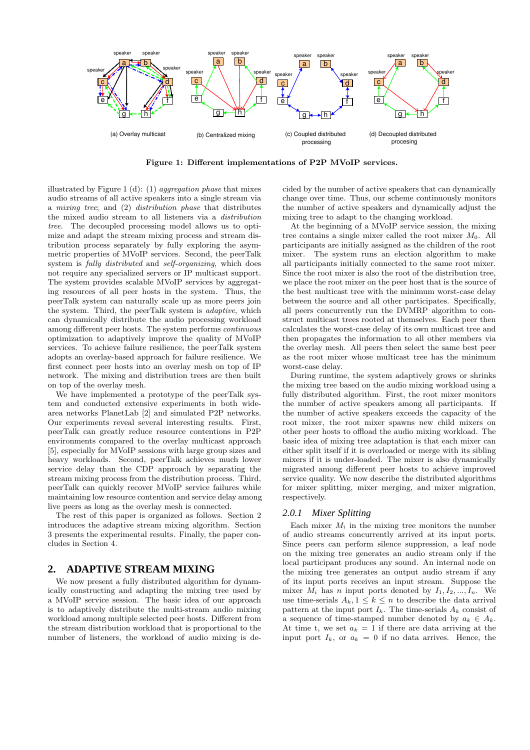**Figure 1: Different implementations of P2P MVoIP services.**

illustrated by Figure 1 (d): (1) *aggregation phase* that mixes audio streams of all active speakers into a single stream via a *mixing tree*; and (2) *distribution phase* that distributes the mixed audio stream to all listeners via a *distribution tree*. The decoupled processing model allows us to optimize and adapt the stream mixing process and stream distribution process separately by fully exploring the asymmetric properties of MVoIP services. Second, the peerTalk system is *fully distributed* and *self-organizing*, which does not require any specialized servers or IP multicast support. The system provides scalable MVoIP services by aggregating resources of all peer hosts in the system. Thus, the peerTalk system can naturally scale up as more peers join the system. Third, the peerTalk system is *adaptive*, which can dynamically distribute the audio processing workload among different peer hosts. The system performs *continuous* optimization to adaptively improve the quality of MVoIP services. To achieve failure resilience, the peerTalk system adopts an overlay-based approach for failure resilience. We first connect peer hosts into an overlay mesh on top of IP network. The mixing and distribution trees are then built on top of the overlay mesh.

We have implemented a prototype of the peerTalk system and conducted extensive experiments in both wide-area networks PlanetLab [2] and simulated P2P networks. Our experiments reveal several interesting results. First, peerTalk can greatly reduce resource contentions in P2P environments compared to the overlay multicast approach [5], especially for MVoIP sessions with large group sizes and heavy workloads. Second, peerTalk achieves much lower service delay than the CDP approach by separating the stream mixing process from the distribution process. Third, peerTalk can quickly recover MVoIP service failures while maintaining low resource contention and service delay among live peers as long as the overlay mesh is connected.

The rest of this paper is organized as follows. Section 2 introduces the adaptive stream mixing algorithm. Section 3 presents the experimental results. Finally, the paper concludes in Section 4.

## 2. ADAPTIVE STREAM MIXING

We now present a fully distributed algorithm for dynamically constructing and adapting the mixing tree used by a MVoIP service session. The basic idea of our approach is to adaptively distribute the multi-stream audio mixing workload among multiple selected peer hosts. Different from the stream distribution workload that is proportional to the number of listeners, the workload of audio mixing is decided by the number of active speakers that can dynamically change over time. Thus, our scheme continuously monitors the number of active speakers and dynamically adjust the mixing tree to adapt to the changing workload.

At the beginning of a MVoIP service session, the mixing tree contains a single mixer called the root mixer $M_0$. All participants are initially assigned as the children of the root mixer. The system runs an election algorithm to make all participants initially connected to the same root mixer. Since the root mixer is also the root of the distribution tree, we place the root mixer on the peer host that is the source of the best multicast tree with the minimum worst-case delay between the source and all other participates. Specifically, all peers concurrently run the DVMRP algorithm to construct multicast trees rooted at themselves. Each peer then calculates the worst-case delay of its own multicast tree and then propagates the information to all other members via the overlay mesh. All peers then select the same best peer as the root mixer whose multicast tree has the minimum worst-case delay.

During runtime, the system adaptively grows or shrinks the mixing tree based on the audio mixing workload using a fully distributed algorithm. First, the root mixer monitors the number of active speakers among all participants. If the number of active speakers exceeds the capacity of the root mixer, the root mixer spawns new child mixers on other peer hosts to offload the audio mixing workload. The basic idea of mixing tree adaptation is that each mixer can either split itself if it is overloaded or merge with its sibling mixers if it is under-loaded. The mixer is also dynamically migrated among different peer hosts to achieve improved service quality. We now describe the distributed algorithms for mixer splitting, mixer merging, and mixer migration, respectively.

### 2.0.1 Mixer Splitting

Each mixer $M_i$ in the mixing tree monitors the number of audio streams concurrently arrived at its input ports. Since peers can perform silence suppression, a leaf node on the mixing tree generates an audio stream only if the local participant produces any sound. An internal node on the mixing tree generates an output audio stream if any of its input ports receives an input stream. Suppose the mixer $M_i$ has $n$ input ports denoted by $I_1, I_2, ..., I_n$. We use time-serials $A_k, 1 \leq k \leq n$ to describe the data arrival pattern at the input port $I_k$. The time-serials $A_k$ consist of a sequence of time-stamped number denoted by $a_k \in A_k$. At time t, we set $a_k = 1$ if there are data arriving at the input port $I_k$, or $a_k = 0$ if no data arrives. Hence, the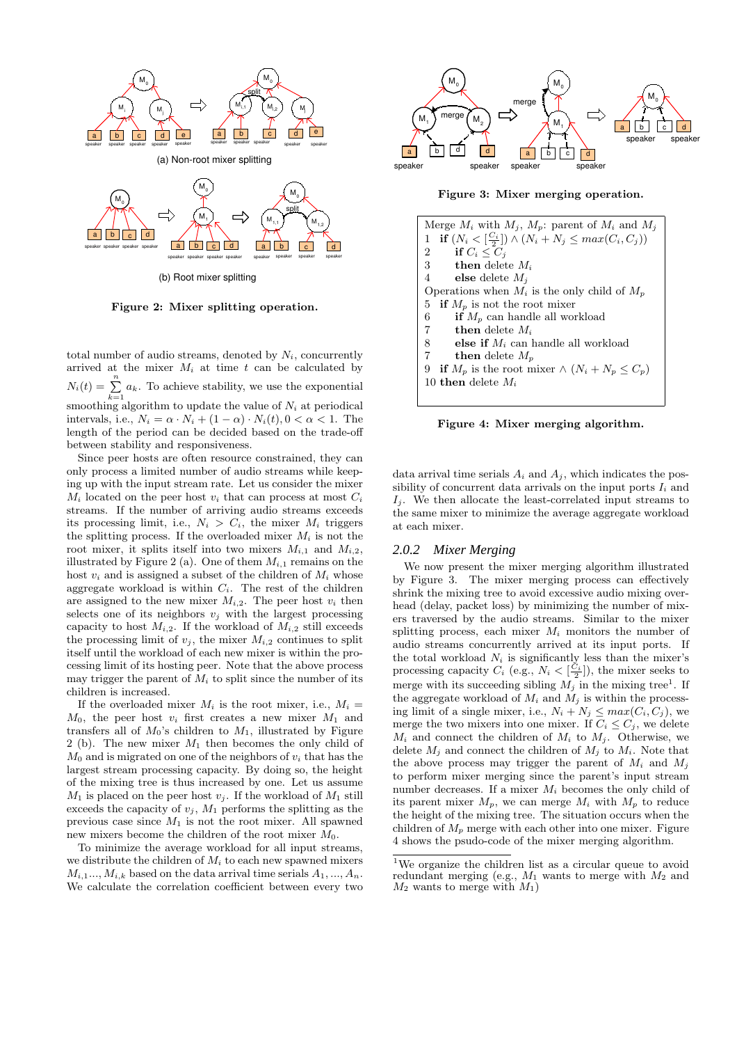(a) Non-root mixer splitting

(b) Root mixer splitting

**Figure 2: Mixer splitting operation.**

total number of audio streams, denoted by $N_i$, concurrently arrived at the mixer $M_i$ at time $t$ can be calculated by $N_i(t) = \sum_{k=1}^{n} a_k$. To achieve stability, we use the exponential smoothing algorithm to update the value of $N_i$ at periodical intervals, i.e., $N_i = \alpha \cdot N_i + (1-\alpha) \cdot N_i(t), 0 < \alpha < 1$. The length of the period can be decided based on the trade-off between stability and responsiveness.

Since peer hosts are often resource constrained, they can only process a limited number of audio streams while keeping up with the input stream rate. Let us consider the mixer $M_i$ located on the peer host $v_i$ that can process at most $C_i$ streams. If the number of arriving audio streams exceeds its processing limit, i.e., $N_i > C_i$, the mixer $M_i$ triggers the splitting process. If the overloaded mixer $M_i$ is not the root mixer, it splits itself into two mixers $M_{i,1}$ and $M_{i,2}$, illustrated by Figure 2 (a). One of them $M_{i,1}$ remains on the host $v_i$ and is assigned a subset of the children of $M_i$ whose aggregate workload is within $C_i$. The rest of the children are assigned to the new mixer $M_{i,2}$. The peer host $v_i$ then selects one of its neighbors $v_j$ with the largest processing capacity to host $M_{i,2}$. If the workload of $M_{i,2}$ still exceeds the processing limit of $v_j$, the mixer $M_{i,2}$ continues to split itself until the workload of each new mixer is within the processing limit of its hosting peer. Note that the above process may trigger the parent of $M_i$ to split since the number of its children is increased.

If the overloaded mixer $M_i$ is the root mixer, i.e., $M_i = M_0$, the peer host $v_i$ first creates a new mixer $M_1$ and transfers all of $M_0$'s children to $M_1$, illustrated by Figure 2 (b). The new mixer $M_1$ then becomes the only child of $M_0$ and is migrated on one of the neighbors of $v_i$ that has the largest stream processing capacity. By doing so, the height of the mixing tree is thus increased by one. Let us assume $M_1$ is placed on the peer host $v_j$. If the workload of $M_1$ still exceeds the capacity of $v_j$, $M_1$ performs the splitting as the previous case since $M_1$ is not the root mixer. All spawned new mixers become the children of the root mixer $M_0$.

To minimize the average workload for all input streams, we distribute the children of $M_i$ to each new spawned mixers $M_{i,1}..., M_{i,k}$ based on the data arrival time serials $A_1, ..., A_n$. We calculate the correlation coefficient between every two data arrival time serials $A_i$ and $A_j$, which indicates the possibility of concurrent data arrivals on the input ports $I_i$ and $I_j$. We then allocate the least-correlated input streams to the same mixer to minimize the average aggregate workload at each mixer.

**Figure 3: Mixer merging operation.**

```
Merge M_i with M_j, M_p: parent of M_i and M_j
1  if (N_i < [C_i/2]) ∧ (N_i + N_j ≤ max(C_i, C_j))
2     if C_i ≤ C_j
3     then delete M_i
4     else delete M_j
Operations when M_i is the only child of M_p
5  if M_p is not the root mixer
6     if M_p can handle all workload
7     then delete M_i
8     else if M_i can handle all workload
7     then delete M_p
9  if M_p is the root mixer ∧ (N_i + N_p ≤ C_p)
10 then delete M_i
```

**Figure 4: Mixer merging algorithm.**

### 2.0.2 Mixer Merging

We now present the mixer merging algorithm illustrated by Figure 3. The mixer merging process can effectively shrink the mixing tree to avoid excessive audio mixing overhead (delay, packet loss) by minimizing the number of mixers traversed by the audio streams. Similar to the mixer splitting process, each mixer $M_i$ monitors the number of audio streams concurrently arrived at its input ports. If the total workload $N_i$ is significantly less than the mixer's processing capacity $C_i$ (e.g., $N_i < [\frac{C_i}{2}]$), the mixer seeks to merge with its succeeding sibling $M_j$ in the mixing tree[1]. If the aggregate workload of $M_i$ and $M_j$ is within the processing limit of a single mixer, i.e., $N_i + N_j \leq max(C_i, C_j)$, we merge the two mixers into one mixer. If $C_i \leq C_j$, we delete $M_i$ and connect the children of $M_i$ to $M_j$. Otherwise, we delete $M_j$ and connect the children of $M_j$ to $M_i$. Note that the above process may trigger the parent of $M_i$ and $M_j$ to perform mixer merging since the parent's input stream number decreases. If a mixer $M_i$ becomes the only child of its parent mixer $M_p$, we can merge $M_i$ with $M_p$ to reduce the height of the mixing tree. The situation occurs when the children of $M_p$ merge with each other into one mixer. Figure 4 shows the psudo-code of the mixer merging algorithm.

[1] We organize the children list as a circular queue to avoid redundant merging (e.g., $M_1$ wants to merge with $M_2$ and $M_2$ wants to merge with $M_1$)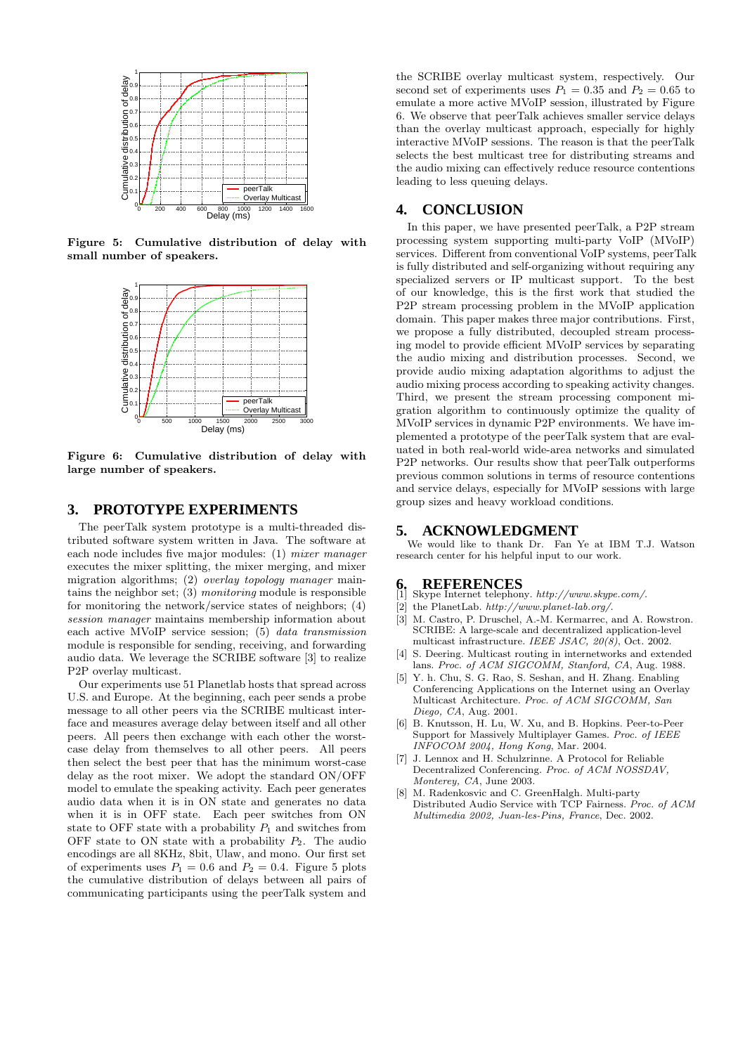Cumulative distribution of delay

0
0.1
0.2
0.3
0.4
0.5
0.6
0.7
0.8
0.9
1

0 200 400 600 800 1000 1200 1400 1600

Delay (ms)

peerTalk
Overlay Multicast

**Figure 5: Cumulative distribution of delay with small number of speakers.**

Cumulative distribution of delay

0
0.1
0.2
0.3
0.4
0.5
0.6
0.7
0.8
0.9
1

0 500 1000 1500 2000 2500 3000

Delay (ms)

peerTalk
Overlay Multicast

**Figure 6: Cumulative distribution of delay with large number of speakers.**

## 3. PROTOTYPE EXPERIMENTS

The peerTalk system prototype is a multi-threaded distributed software system written in Java. The software at each node includes five major modules: (1) *mixer manager* executes the mixer splitting, the mixer merging, and mixer migration algorithms; (2) *overlay topology manager* maintains the neighbor set; (3) *monitoring* module is responsible for monitoring the network/service states of neighbors; (4) *session manager* maintains membership information about each active MVoIP service session; (5) *data transmission* module is responsible for sending, receiving, and forwarding audio data. We leverage the SCRIBE software [3] to realize P2P overlay multicast.

Our experiments use 51 Planetlab hosts that spread across U.S. and Europe. At the beginning, each peer sends a probe message to all other peers via the SCRIBE multicast interface and measures average delay between itself and all other peers. All peers then exchange with each other the worst-case delay from themselves to all other peers. All peers then select the best peer that has the minimum worst-case delay as the root mixer. We adopt the standard ON/OFF model to emulate the speaking activity. Each peer generates audio data when it is in ON state and generates no data when it is in OFF state. Each peer switches from ON state to OFF state with a probability $P_1$ and switches from OFF state to ON state with a probability $P_2$. The audio encodings are all 8KHz, 8bit, Ulaw, and mono. Our first set of experiments uses $P_1 = 0.6$ and $P_2 = 0.4$. Figure 5 plots the cumulative distribution of delays between all pairs of communicating participants using the peerTalk system and the SCRIBE overlay multicast system, respectively. Our second set of experiments uses $P_1 = 0.35$ and $P_2 = 0.65$ to emulate a more active MVoIP session, illustrated by Figure 6. We observe that peerTalk achieves smaller service delays than the overlay multicast approach, especially for highly interactive MVoIP sessions. The reason is that the peerTalk selects the best multicast tree for distributing streams and the audio mixing can effectively reduce resource contentions leading to less queuing delays.

## 4. CONCLUSION

In this paper, we have presented peerTalk, a P2P stream processing system supporting multi-party VoIP (MVoIP) services. Different from conventional VoIP systems, peerTalk is fully distributed and self-organizing without requiring any specialized servers or IP multicast support. To the best of our knowledge, this is the first work that studied the P2P stream processing problem in the MVoIP application domain. This paper makes three major contributions. First, we propose a fully distributed, decoupled stream processing model to provide efficient MVoIP services by separating the audio mixing and distribution processes. Second, we provide audio mixing adaptation algorithms to adjust the audio mixing process according to speaking activity changes. Third, we present the stream processing component migration algorithm to continuously optimize the quality of MVoIP services in dynamic P2P environments. We have implemented a prototype of the peerTalk system that are evaluated in both real-world wide-area networks and simulated P2P networks. Our results show that peerTalk outperforms previous common solutions in terms of resource contentions and service delays, especially for MVoIP sessions with large group sizes and heavy workload conditions.

## 5. ACKNOWLEDGMENT

We would like to thank Dr. Fan Ye at IBM T.J. Watson research center for his helpful input to our work.

## 6. REFERENCES

[1] Skype Internet telephony. *http://www.skype.com/.*

[2] the PlanetLab. *http://www.planet-lab.org/.*

[3] M. Castro, P. Druschel, A.-M. Kermarrec, and A. Rowstron. SCRIBE: A large-scale and decentralized application-level multicast infrastructure. *IEEE JSAC, 20(8)*, Oct. 2002.

[4] S. Deering. Multicast routing in internetworks and extended lans. *Proc. of ACM SIGCOMM, Stanford, CA*, Aug. 1988.

[5] Y. h. Chu, S. G. Rao, S. Seshan, and H. Zhang. Enabling Conferencing Applications on the Internet using an Overlay Multicast Architecture. *Proc. of ACM SIGCOMM, San Diego, CA*, Aug. 2001.

[6] B. Knutsson, H. Lu, W. Xu, and B. Hopkins. Peer-to-Peer Support for Massively Multiplayer Games. *Proc. of IEEE INFOCOM 2004, Hong Kong*, Mar. 2004.

[7] J. Lennox and H. Schulzrinne. A Protocol for Reliable Decentralized Conferencing. *Proc. of ACM NOSSDAV, Monterey, CA*, June 2003.

[8] M. Radenkosvic and C. GreenHalgh. Multi-party Distributed Audio Service with TCP Fairness. *Proc. of ACM Multimedia 2002, Juan-les-Pins, France*, Dec. 2002.